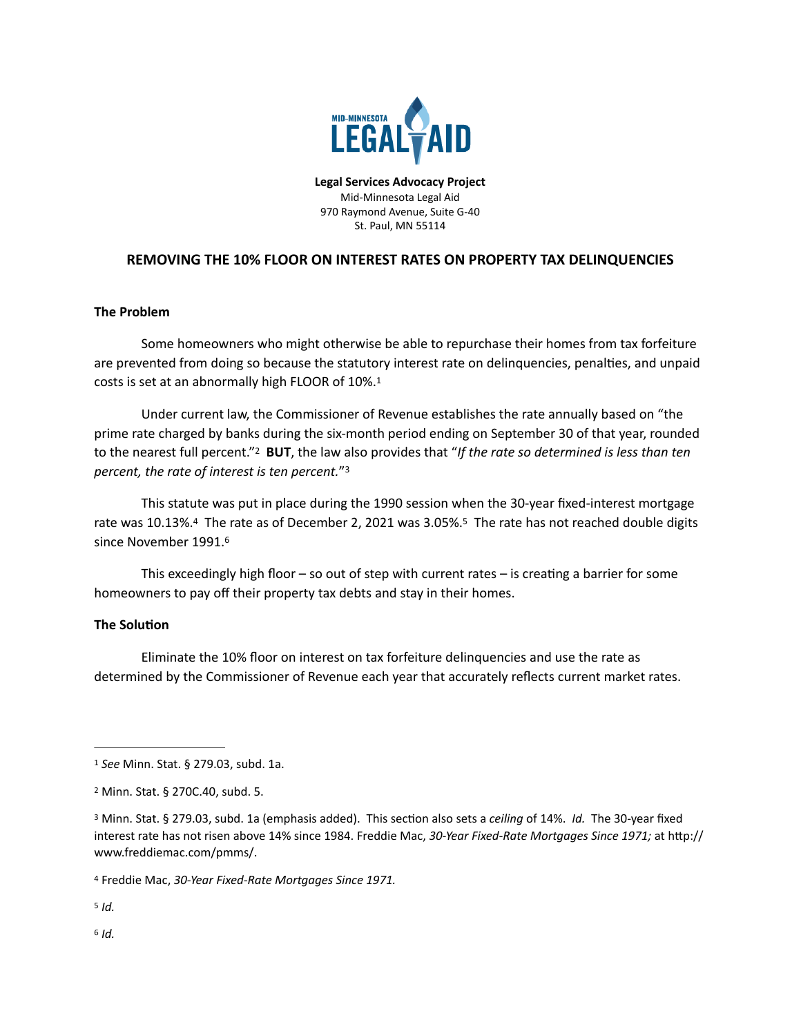MID-MINNESOTA LEGAL AID

**Legal Services Advocacy Project**
Mid-Minnesota Legal Aid
970 Raymond Avenue, Suite G-40
St. Paul, MN 55114

## REMOVING THE 10% FLOOR ON INTEREST RATES ON PROPERTY TAX DELINQUENCIES

### The Problem

Some homeowners who might otherwise be able to repurchase their homes from tax forfeiture are prevented from doing so because the statutory interest rate on delinquencies, penalties, and unpaid costs is set at an abnormally high FLOOR of 10%.[1]

Under current law, the Commissioner of Revenue establishes the rate annually based on "the prime rate charged by banks during the six-month period ending on September 30 of that year, rounded to the nearest full percent."[2] **BUT**, the law also provides that "*If the rate so determined is less than ten percent, the rate of interest is ten percent.*"[3]

This statute was put in place during the 1990 session when the 30-year fixed-interest mortgage rate was 10.13%.[4] The rate as of December 2, 2021 was 3.05%.[5] The rate has not reached double digits since November 1991.[6]

This exceedingly high floor – so out of step with current rates – is creating a barrier for some homeowners to pay off their property tax debts and stay in their homes.

### The Solution

Eliminate the 10% floor on interest on tax forfeiture delinquencies and use the rate as determined by the Commissioner of Revenue each year that accurately reflects current market rates.

---

[1] *See* Minn. Stat. § 279.03, subd. 1a.

[2] Minn. Stat. § 270C.40, subd. 5.

[3] Minn. Stat. § 279.03, subd. 1a (emphasis added). This section also sets a *ceiling* of 14%. *Id.* The 30-year fixed interest rate has not risen above 14% since 1984. Freddie Mac, *30-Year Fixed-Rate Mortgages Since 1971;* at http://www.freddiemac.com/pmms/.

[4] Freddie Mac, *30-Year Fixed-Rate Mortgages Since 1971.*

[5] *Id.*

[6] *Id.*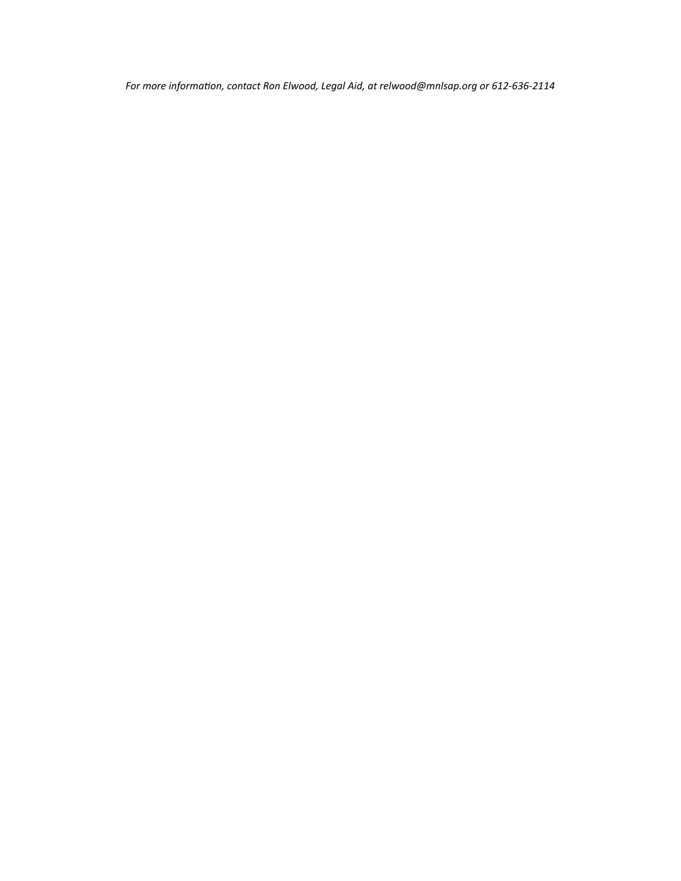*For more information, contact Ron Elwood, Legal Aid, at relwood@mnlsap.org or 612-636-2114*